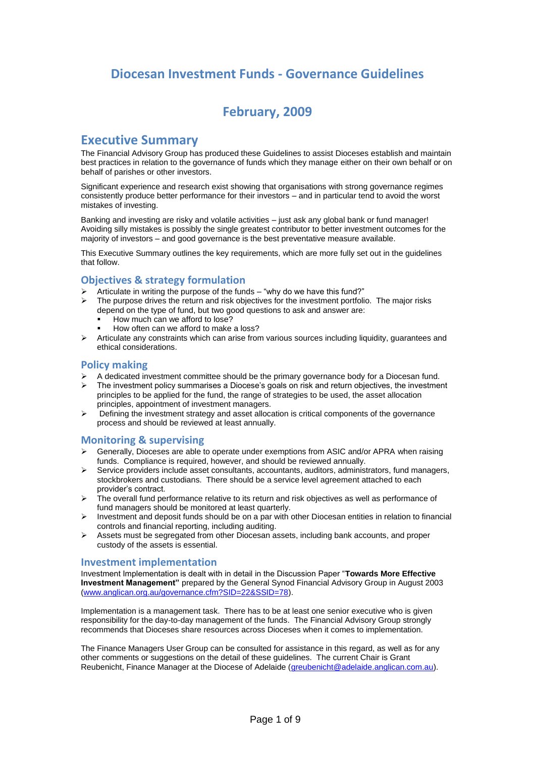# Diocesan Investment Funds - Governance Guidelines

## February, 2009

## Executive Summary

The Financial Advisory Group has produced these Guidelines to assist Dioceses establish and maintain best practices in relation to the governance of funds which they manage either on their own behalf or on behalf of parishes or other investors.

Significant experience and research exist showing that organisations with strong governance regimes consistently produce better performance for their investors – and in particular tend to avoid the worst mistakes of investing.

Banking and investing are risky and volatile activities – just ask any global bank or fund manager! Avoiding silly mistakes is possibly the single greatest contributor to better investment outcomes for the majority of investors – and good governance is the best preventative measure available.

This Executive Summary outlines the key requirements, which are more fully set out in the guidelines that follow.

### Objectives & strategy formulation

- Articulate in writing the purpose of the funds – "why do we have this fund?"
- The purpose drives the return and risk objectives for the investment portfolio. The major risks depend on the type of fund, but two good questions to ask and answer are:
  - How much can we afford to lose?
  - How often can we afford to make a loss?
- Articulate any constraints which can arise from various sources including liquidity, guarantees and ethical considerations.

### Policy making

- A dedicated investment committee should be the primary governance body for a Diocesan fund.
- The investment policy summarises a Diocese's goals on risk and return objectives, the investment principles to be applied for the fund, the range of strategies to be used, the asset allocation principles, appointment of investment managers.
- Defining the investment strategy and asset allocation is critical components of the governance process and should be reviewed at least annually.

### Monitoring & supervising

- Generally, Dioceses are able to operate under exemptions from ASIC and/or APRA when raising funds. Compliance is required, however, and should be reviewed annually.
- Service providers include asset consultants, accountants, auditors, administrators, fund managers, stockbrokers and custodians. There should be a service level agreement attached to each provider's contract.
- The overall fund performance relative to its return and risk objectives as well as performance of fund managers should be monitored at least quarterly.
- Investment and deposit funds should be on a par with other Diocesan entities in relation to financial controls and financial reporting, including auditing.
- Assets must be segregated from other Diocesan assets, including bank accounts, and proper custody of the assets is essential.

### Investment implementation

Investment Implementation is dealt with in detail in the Discussion Paper "**Towards More Effective Investment Management"** prepared by the General Synod Financial Advisory Group in August 2003 (www.anglican.org.au/governance.cfm?SID=22&SSID=78).

Implementation is a management task. There has to be at least one senior executive who is given responsibility for the day-to-day management of the funds. The Financial Advisory Group strongly recommends that Dioceses share resources across Dioceses when it comes to implementation.

The Finance Managers User Group can be consulted for assistance in this regard, as well as for any other comments or suggestions on the detail of these guidelines. The current Chair is Grant Reubenicht, Finance Manager at the Diocese of Adelaide (greubenicht@adelaide.anglican.com.au).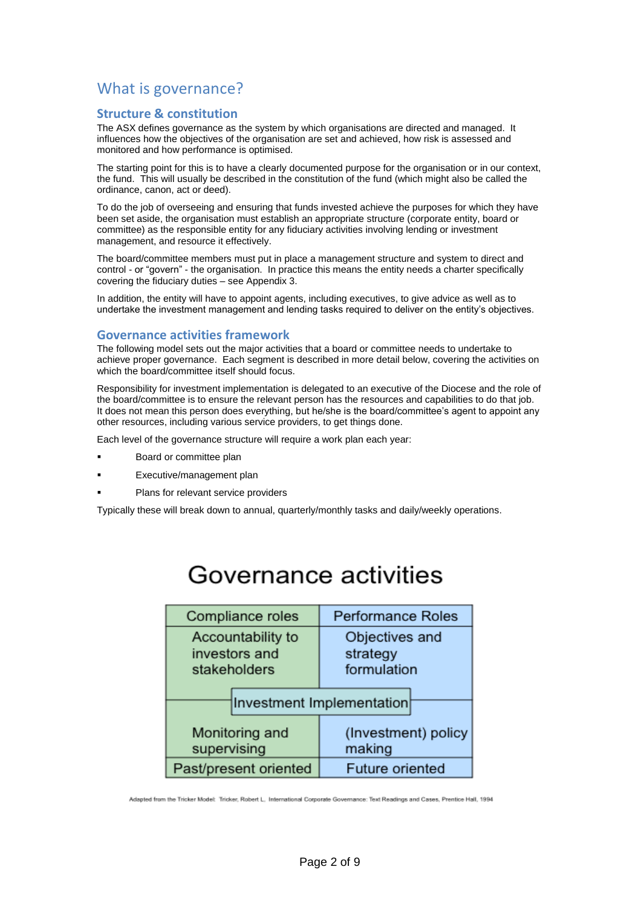# What is governance?

## Structure & constitution

The ASX defines governance as the system by which organisations are directed and managed. It influences how the objectives of the organisation are set and achieved, how risk is assessed and monitored and how performance is optimised.

The starting point for this is to have a clearly documented purpose for the organisation or in our context, the fund. This will usually be described in the constitution of the fund (which might also be called the ordinance, canon, act or deed).

To do the job of overseeing and ensuring that funds invested achieve the purposes for which they have been set aside, the organisation must establish an appropriate structure (corporate entity, board or committee) as the responsible entity for any fiduciary activities involving lending or investment management, and resource it effectively.

The board/committee members must put in place a management structure and system to direct and control - or "govern" - the organisation. In practice this means the entity needs a charter specifically covering the fiduciary duties – see Appendix 3.

In addition, the entity will have to appoint agents, including executives, to give advice as well as to undertake the investment management and lending tasks required to deliver on the entity's objectives.

## Governance activities framework

The following model sets out the major activities that a board or committee needs to undertake to achieve proper governance. Each segment is described in more detail below, covering the activities on which the board/committee itself should focus.

Responsibility for investment implementation is delegated to an executive of the Diocese and the role of the board/committee is to ensure the relevant person has the resources and capabilities to do that job. It does not mean this person does everything, but he/she is the board/committee's agent to appoint any other resources, including various service providers, to get things done.

Each level of the governance structure will require a work plan each year:

- Board or committee plan
- Executive/management plan
- Plans for relevant service providers

Typically these will break down to annual, quarterly/monthly tasks and daily/weekly operations.

### Governance activities

| Compliance roles | Performance Roles |
|---|---|
| Accountability to investors and stakeholders | Objectives and strategy formulation |
| Investment Implementation | |
| Monitoring and supervising | (Investment) policy making |
| Past/present oriented | Future oriented |

Adapted from the Tricker Model: Tricker, Robert L. International Corporate Governance: Text Readings and Cases, Prentice Hall, 1994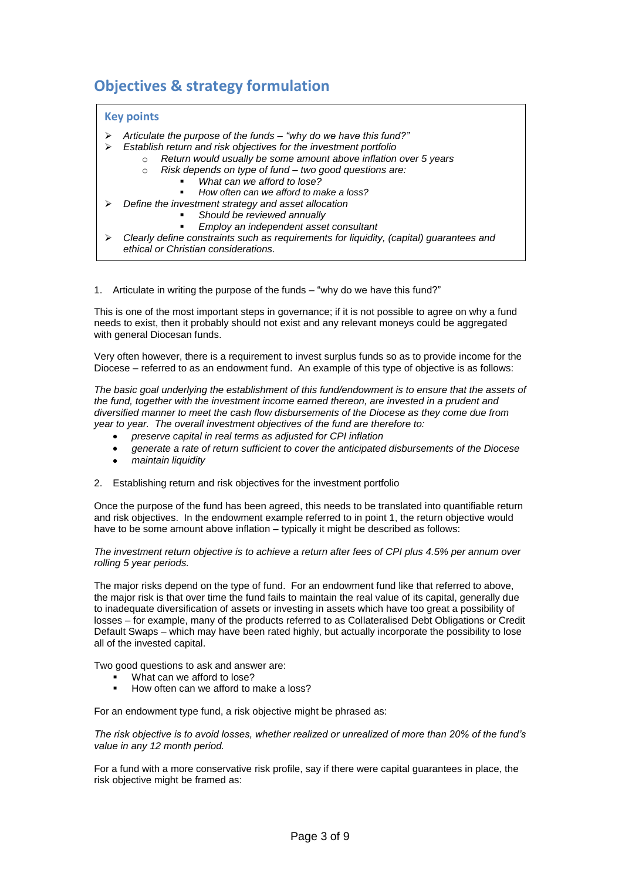## Objectives & strategy formulation

### Key points

- *Articulate the purpose of the funds – "why do we have this fund?"*
- *Establish return and risk objectives for the investment portfolio*
    - *Return would usually be some amount above inflation over 5 years*
    - *Risk depends on type of fund – two good questions are:*
        - *What can we afford to lose?*
        - *How often can we afford to make a loss?*
- *Define the investment strategy and asset allocation*
    - *Should be reviewed annually*
    - *Employ an independent asset consultant*
- *Clearly define constraints such as requirements for liquidity, (capital) guarantees and ethical or Christian considerations.*

1. Articulate in writing the purpose of the funds – "why do we have this fund?"

This is one of the most important steps in governance; if it is not possible to agree on why a fund needs to exist, then it probably should not exist and any relevant moneys could be aggregated with general Diocesan funds.

Very often however, there is a requirement to invest surplus funds so as to provide income for the Diocese – referred to as an endowment fund. An example of this type of objective is as follows:

*The basic goal underlying the establishment of this fund/endowment is to ensure that the assets of the fund, together with the investment income earned thereon, are invested in a prudent and diversified manner to meet the cash flow disbursements of the Diocese as they come due from year to year. The overall investment objectives of the fund are therefore to:*

- *preserve capital in real terms as adjusted for CPI inflation*
- *generate a rate of return sufficient to cover the anticipated disbursements of the Diocese*
- *maintain liquidity*

2. Establishing return and risk objectives for the investment portfolio

Once the purpose of the fund has been agreed, this needs to be translated into quantifiable return and risk objectives. In the endowment example referred to in point 1, the return objective would have to be some amount above inflation – typically it might be described as follows:

*The investment return objective is to achieve a return after fees of CPI plus 4.5% per annum over rolling 5 year periods.*

The major risks depend on the type of fund. For an endowment fund like that referred to above, the major risk is that over time the fund fails to maintain the real value of its capital, generally due to inadequate diversification of assets or investing in assets which have too great a possibility of losses – for example, many of the products referred to as Collateralised Debt Obligations or Credit Default Swaps – which may have been rated highly, but actually incorporate the possibility to lose all of the invested capital.

Two good questions to ask and answer are:

- What can we afford to lose?
- How often can we afford to make a loss?

For an endowment type fund, a risk objective might be phrased as:

*The risk objective is to avoid losses, whether realized or unrealized of more than 20% of the fund's value in any 12 month period.*

For a fund with a more conservative risk profile, say if there were capital guarantees in place, the risk objective might be framed as: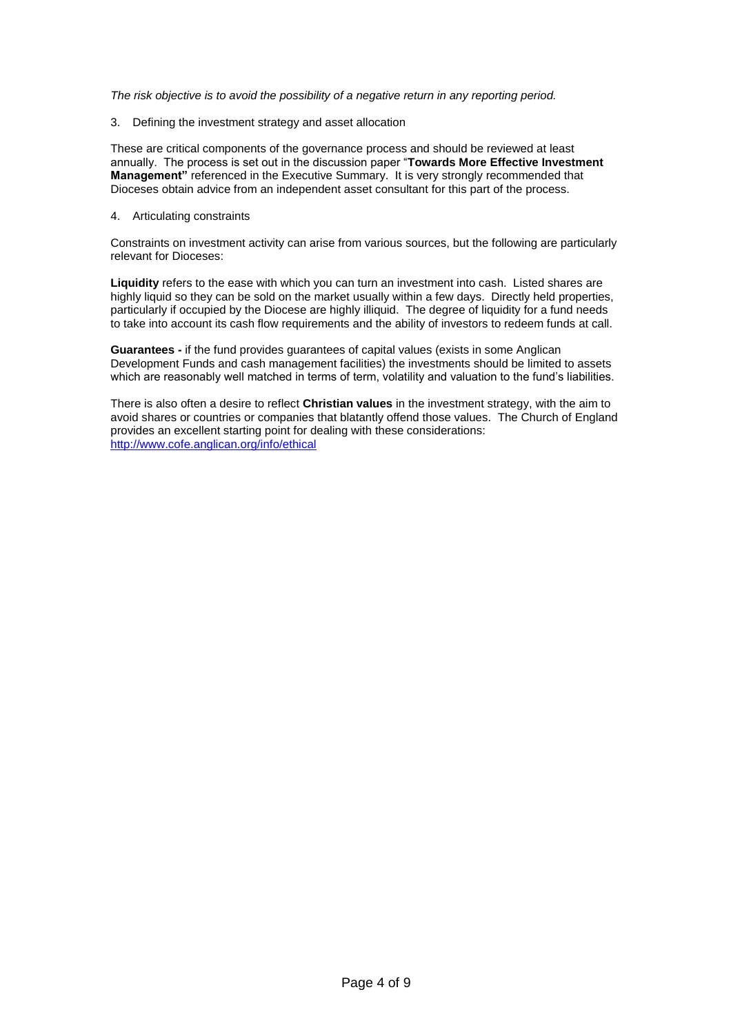*The risk objective is to avoid the possibility of a negative return in any reporting period.*

3. Defining the investment strategy and asset allocation

These are critical components of the governance process and should be reviewed at least annually. The process is set out in the discussion paper "**Towards More Effective Investment Management"** referenced in the Executive Summary. It is very strongly recommended that Dioceses obtain advice from an independent asset consultant for this part of the process.

4. Articulating constraints

Constraints on investment activity can arise from various sources, but the following are particularly relevant for Dioceses:

**Liquidity** refers to the ease with which you can turn an investment into cash. Listed shares are highly liquid so they can be sold on the market usually within a few days. Directly held properties, particularly if occupied by the Diocese are highly illiquid. The degree of liquidity for a fund needs to take into account its cash flow requirements and the ability of investors to redeem funds at call.

**Guarantees -** if the fund provides guarantees of capital values (exists in some Anglican Development Funds and cash management facilities) the investments should be limited to assets which are reasonably well matched in terms of term, volatility and valuation to the fund's liabilities.

There is also often a desire to reflect **Christian values** in the investment strategy, with the aim to avoid shares or countries or companies that blatantly offend those values. The Church of England provides an excellent starting point for dealing with these considerations: [http://www.cofe.anglican.org/info/ethical](http://www.cofe.anglican.org/info/ethical)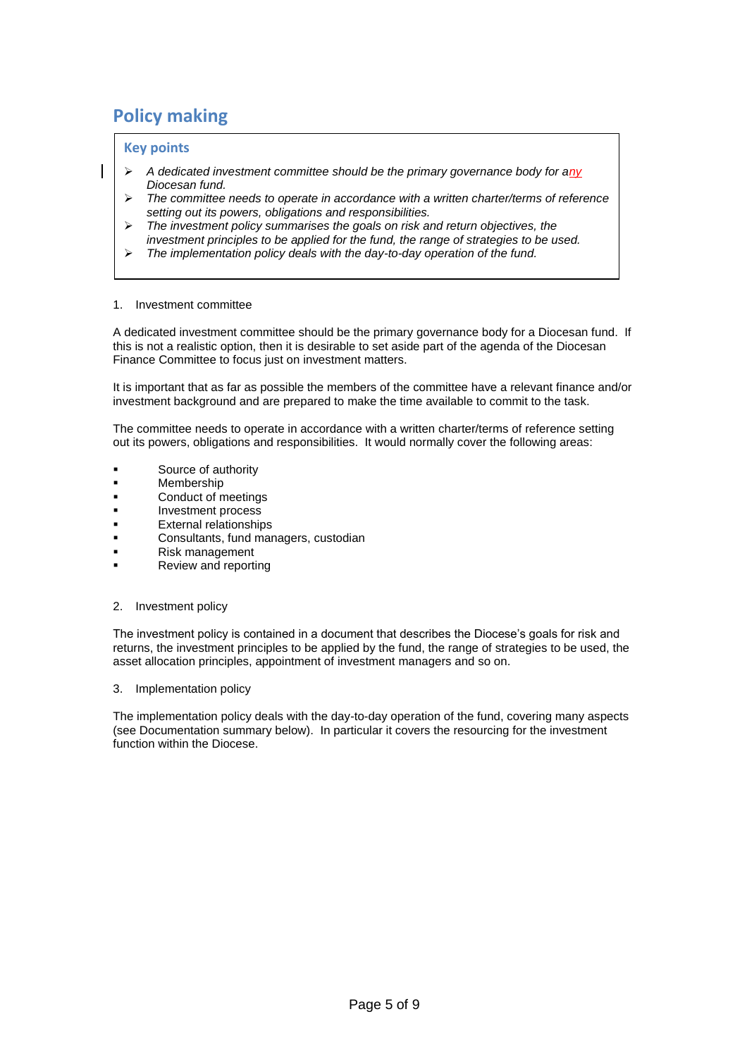## Policy making

### Key points

- *A dedicated investment committee should be the primary governance body for any Diocesan fund.*
- *The committee needs to operate in accordance with a written charter/terms of reference setting out its powers, obligations and responsibilities.*
- *The investment policy summarises the goals on risk and return objectives, the investment principles to be applied for the fund, the range of strategies to be used.*
- *The implementation policy deals with the day-to-day operation of the fund.*

1. Investment committee

A dedicated investment committee should be the primary governance body for a Diocesan fund. If this is not a realistic option, then it is desirable to set aside part of the agenda of the Diocesan Finance Committee to focus just on investment matters.

It is important that as far as possible the members of the committee have a relevant finance and/or investment background and are prepared to make the time available to commit to the task.

The committee needs to operate in accordance with a written charter/terms of reference setting out its powers, obligations and responsibilities. It would normally cover the following areas:

- Source of authority
- Membership
- Conduct of meetings
- Investment process
- External relationships
- Consultants, fund managers, custodian
- Risk management
- Review and reporting

2. Investment policy

The investment policy is contained in a document that describes the Diocese's goals for risk and returns, the investment principles to be applied by the fund, the range of strategies to be used, the asset allocation principles, appointment of investment managers and so on.

3. Implementation policy

The implementation policy deals with the day-to-day operation of the fund, covering many aspects (see Documentation summary below). In particular it covers the resourcing for the investment function within the Diocese.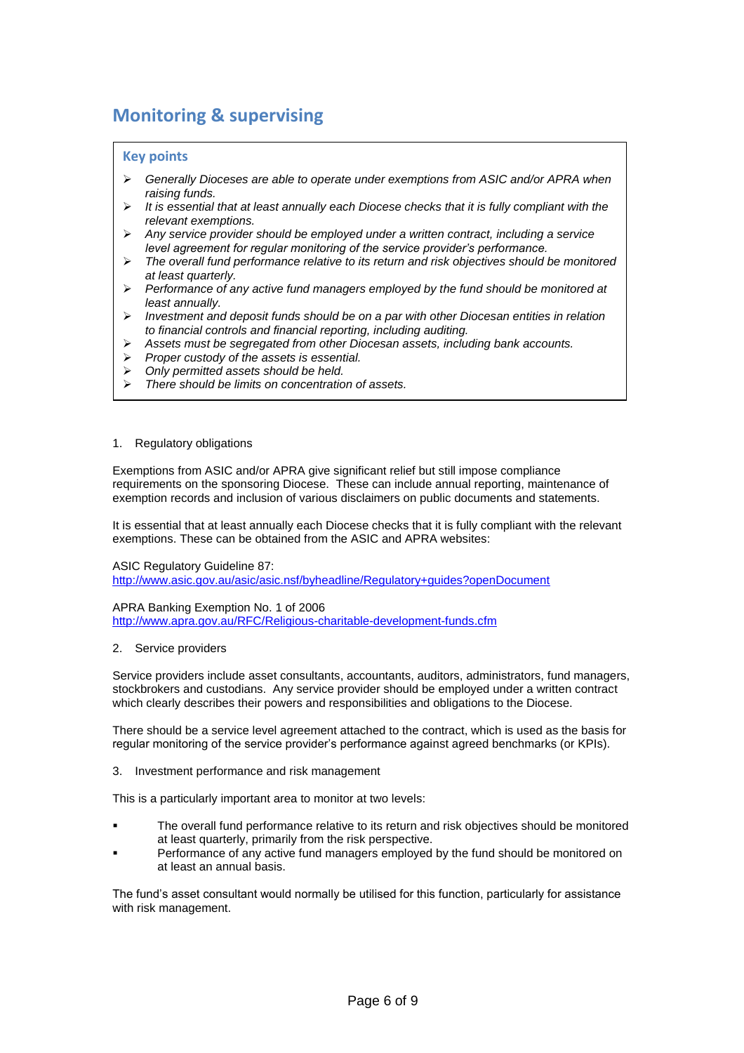## Monitoring & supervising

### Key points

- *Generally Dioceses are able to operate under exemptions from ASIC and/or APRA when raising funds.*
- *It is essential that at least annually each Diocese checks that it is fully compliant with the relevant exemptions.*
- *Any service provider should be employed under a written contract, including a service level agreement for regular monitoring of the service provider's performance.*
- *The overall fund performance relative to its return and risk objectives should be monitored at least quarterly.*
- *Performance of any active fund managers employed by the fund should be monitored at least annually.*
- *Investment and deposit funds should be on a par with other Diocesan entities in relation to financial controls and financial reporting, including auditing.*
- *Assets must be segregated from other Diocesan assets, including bank accounts.*
- *Proper custody of the assets is essential.*
- *Only permitted assets should be held.*
- *There should be limits on concentration of assets.*

1. Regulatory obligations

Exemptions from ASIC and/or APRA give significant relief but still impose compliance requirements on the sponsoring Diocese. These can include annual reporting, maintenance of exemption records and inclusion of various disclaimers on public documents and statements.

It is essential that at least annually each Diocese checks that it is fully compliant with the relevant exemptions. These can be obtained from the ASIC and APRA websites:

ASIC Regulatory Guideline 87:
http://www.asic.gov.au/asic/asic.nsf/byheadline/Regulatory+guides?openDocument

APRA Banking Exemption No. 1 of 2006
http://www.apra.gov.au/RFC/Religious-charitable-development-funds.cfm

2. Service providers

Service providers include asset consultants, accountants, auditors, administrators, fund managers, stockbrokers and custodians. Any service provider should be employed under a written contract which clearly describes their powers and responsibilities and obligations to the Diocese.

There should be a service level agreement attached to the contract, which is used as the basis for regular monitoring of the service provider's performance against agreed benchmarks (or KPIs).

3. Investment performance and risk management

This is a particularly important area to monitor at two levels:

- The overall fund performance relative to its return and risk objectives should be monitored at least quarterly, primarily from the risk perspective.
- Performance of any active fund managers employed by the fund should be monitored on at least an annual basis.

The fund's asset consultant would normally be utilised for this function, particularly for assistance with risk management.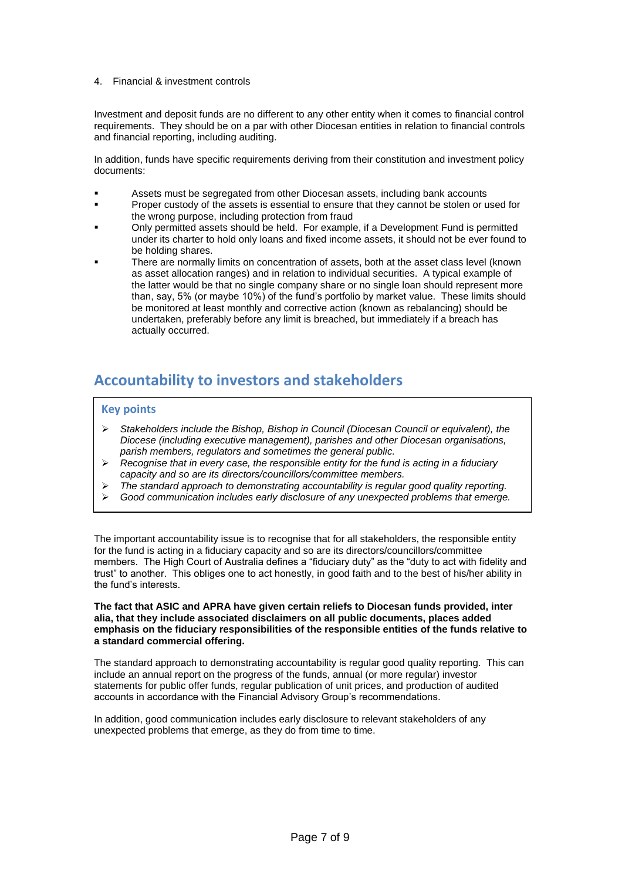4. Financial & investment controls

Investment and deposit funds are no different to any other entity when it comes to financial control requirements. They should be on a par with other Diocesan entities in relation to financial controls and financial reporting, including auditing.

In addition, funds have specific requirements deriving from their constitution and investment policy documents:

- Assets must be segregated from other Diocesan assets, including bank accounts
- Proper custody of the assets is essential to ensure that they cannot be stolen or used for the wrong purpose, including protection from fraud
- Only permitted assets should be held. For example, if a Development Fund is permitted under its charter to hold only loans and fixed income assets, it should not be ever found to be holding shares.
- There are normally limits on concentration of assets, both at the asset class level (known as asset allocation ranges) and in relation to individual securities. A typical example of the latter would be that no single company share or no single loan should represent more than, say, 5% (or maybe 10%) of the fund's portfolio by market value. These limits should be monitored at least monthly and corrective action (known as rebalancing) should be undertaken, preferably before any limit is breached, but immediately if a breach has actually occurred.

## Accountability to investors and stakeholders

### Key points

- *Stakeholders include the Bishop, Bishop in Council (Diocesan Council or equivalent), the Diocese (including executive management), parishes and other Diocesan organisations, parish members, regulators and sometimes the general public.*
- *Recognise that in every case, the responsible entity for the fund is acting in a fiduciary capacity and so are its directors/councillors/committee members.*
- *The standard approach to demonstrating accountability is regular good quality reporting.*
- *Good communication includes early disclosure of any unexpected problems that emerge.*

The important accountability issue is to recognise that for all stakeholders, the responsible entity for the fund is acting in a fiduciary capacity and so are its directors/councillors/committee members. The High Court of Australia defines a "fiduciary duty" as the "duty to act with fidelity and trust" to another. This obliges one to act honestly, in good faith and to the best of his/her ability in the fund's interests.

**The fact that ASIC and APRA have given certain reliefs to Diocesan funds provided, inter alia, that they include associated disclaimers on all public documents, places added emphasis on the fiduciary responsibilities of the responsible entities of the funds relative to a standard commercial offering.**

The standard approach to demonstrating accountability is regular good quality reporting. This can include an annual report on the progress of the funds, annual (or more regular) investor statements for public offer funds, regular publication of unit prices, and production of audited accounts in accordance with the Financial Advisory Group's recommendations.

In addition, good communication includes early disclosure to relevant stakeholders of any unexpected problems that emerge, as they do from time to time.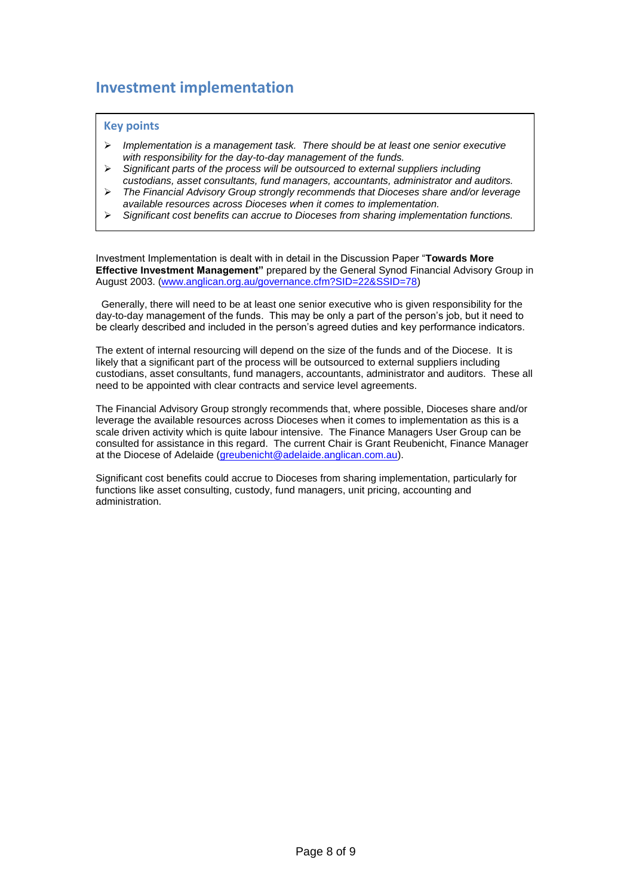## Investment implementation

### Key points

- *Implementation is a management task. There should be at least one senior executive with responsibility for the day-to-day management of the funds.*
- *Significant parts of the process will be outsourced to external suppliers including custodians, asset consultants, fund managers, accountants, administrator and auditors.*
- *The Financial Advisory Group strongly recommends that Dioceses share and/or leverage available resources across Dioceses when it comes to implementation.*
- *Significant cost benefits can accrue to Dioceses from sharing implementation functions.*

Investment Implementation is dealt with in detail in the Discussion Paper "**Towards More Effective Investment Management"** prepared by the General Synod Financial Advisory Group in August 2003. (www.anglican.org.au/governance.cfm?SID=22&SSID=78)

Generally, there will need to be at least one senior executive who is given responsibility for the day-to-day management of the funds. This may be only a part of the person's job, but it need to be clearly described and included in the person's agreed duties and key performance indicators.

The extent of internal resourcing will depend on the size of the funds and of the Diocese. It is likely that a significant part of the process will be outsourced to external suppliers including custodians, asset consultants, fund managers, accountants, administrator and auditors. These all need to be appointed with clear contracts and service level agreements.

The Financial Advisory Group strongly recommends that, where possible, Dioceses share and/or leverage the available resources across Dioceses when it comes to implementation as this is a scale driven activity which is quite labour intensive. The Finance Managers User Group can be consulted for assistance in this regard. The current Chair is Grant Reubenicht, Finance Manager at the Diocese of Adelaide (greubenicht@adelaide.anglican.com.au).

Significant cost benefits could accrue to Dioceses from sharing implementation, particularly for functions like asset consulting, custody, fund managers, unit pricing, accounting and administration.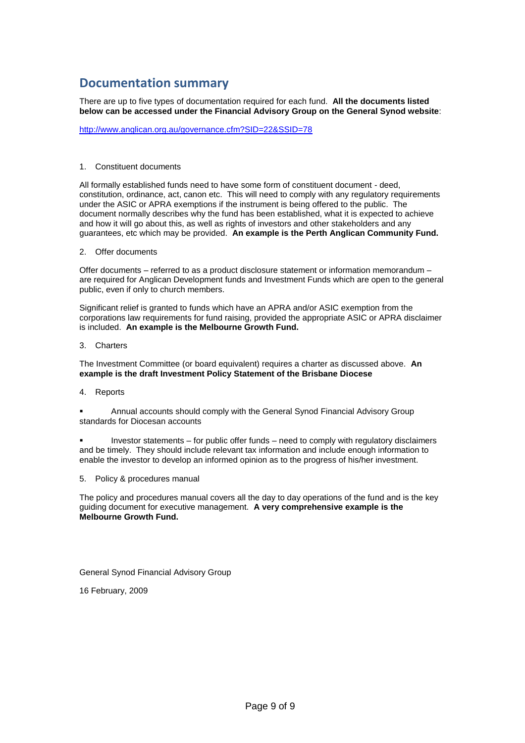## Documentation summary

There are up to five types of documentation required for each fund. **All the documents listed below can be accessed under the Financial Advisory Group on the General Synod website**:

http://www.anglican.org.au/governance.cfm?SID=22&SSID=78

1. Constituent documents

All formally established funds need to have some form of constituent document - deed, constitution, ordinance, act, canon etc. This will need to comply with any regulatory requirements under the ASIC or APRA exemptions if the instrument is being offered to the public. The document normally describes why the fund has been established, what it is expected to achieve and how it will go about this, as well as rights of investors and other stakeholders and any guarantees, etc which may be provided. **An example is the Perth Anglican Community Fund.**

2. Offer documents

Offer documents – referred to as a product disclosure statement or information memorandum – are required for Anglican Development funds and Investment Funds which are open to the general public, even if only to church members.

Significant relief is granted to funds which have an APRA and/or ASIC exemption from the corporations law requirements for fund raising, provided the appropriate ASIC or APRA disclaimer is included. **An example is the Melbourne Growth Fund.**

3. Charters

The Investment Committee (or board equivalent) requires a charter as discussed above. **An example is the draft Investment Policy Statement of the Brisbane Diocese**

4. Reports

- Annual accounts should comply with the General Synod Financial Advisory Group standards for Diocesan accounts
- Investor statements – for public offer funds – need to comply with regulatory disclaimers and be timely. They should include relevant tax information and include enough information to enable the investor to develop an informed opinion as to the progress of his/her investment.

5. Policy & procedures manual

The policy and procedures manual covers all the day to day operations of the fund and is the key guiding document for executive management. **A very comprehensive example is the Melbourne Growth Fund.**

General Synod Financial Advisory Group

16 February, 2009